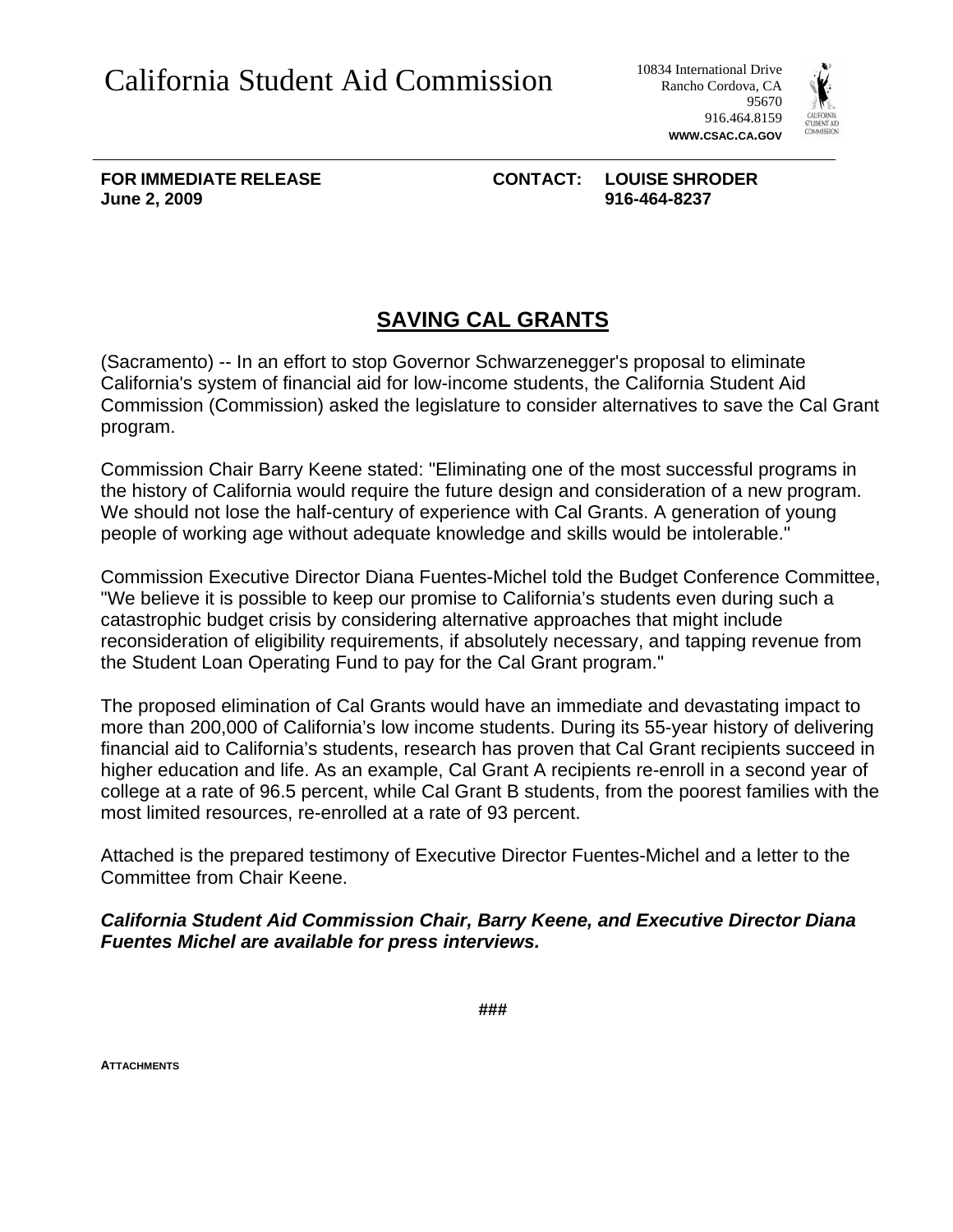California Student Aid Commission

10834 International Drive
Rancho Cordova, CA
95670
916.464.8159
**WWW.CSAC.CA.GOV**

---

**FOR IMMEDIATE RELEASE**
**June 2, 2009**

**CONTACT: LOUISE SHRODER**
**916-464-8237**

## <u>SAVING CAL GRANTS</u>

(Sacramento) -- In an effort to stop Governor Schwarzenegger's proposal to eliminate California's system of financial aid for low-income students, the California Student Aid Commission (Commission) asked the legislature to consider alternatives to save the Cal Grant program.

Commission Chair Barry Keene stated: "Eliminating one of the most successful programs in the history of California would require the future design and consideration of a new program. We should not lose the half-century of experience with Cal Grants. A generation of young people of working age without adequate knowledge and skills would be intolerable."

Commission Executive Director Diana Fuentes-Michel told the Budget Conference Committee, "We believe it is possible to keep our promise to California's students even during such a catastrophic budget crisis by considering alternative approaches that might include reconsideration of eligibility requirements, if absolutely necessary, and tapping revenue from the Student Loan Operating Fund to pay for the Cal Grant program."

The proposed elimination of Cal Grants would have an immediate and devastating impact to more than 200,000 of California's low income students. During its 55-year history of delivering financial aid to California's students, research has proven that Cal Grant recipients succeed in higher education and life. As an example, Cal Grant A recipients re-enroll in a second year of college at a rate of 96.5 percent, while Cal Grant B students, from the poorest families with the most limited resources, re-enrolled at a rate of 93 percent.

Attached is the prepared testimony of Executive Director Fuentes-Michel and a letter to the Committee from Chair Keene.

***California Student Aid Commission Chair, Barry Keene, and Executive Director Diana Fuentes Michel are available for press interviews.***

###

**ATTACHMENTS**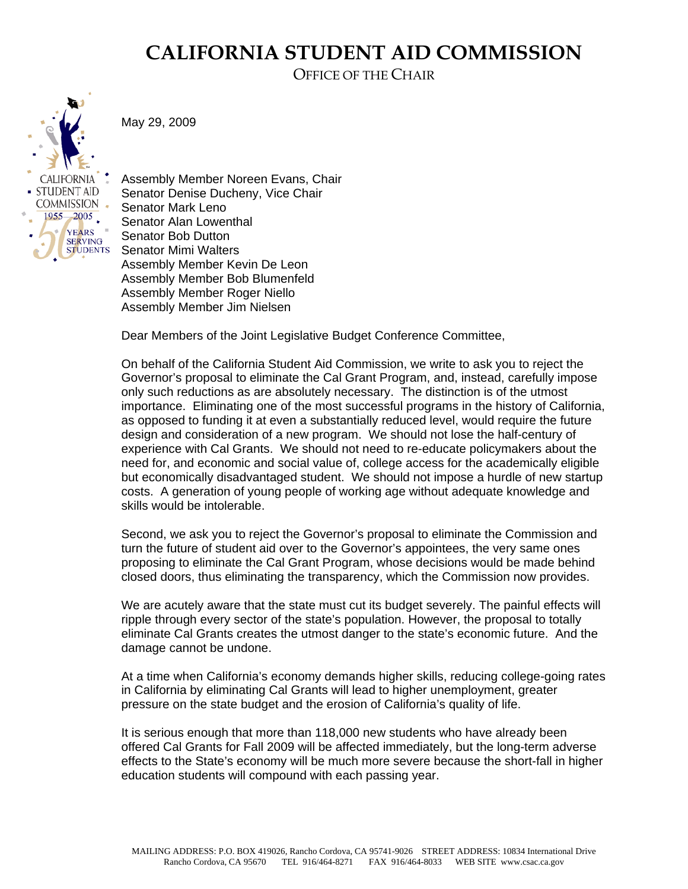# CALIFORNIA STUDENT AID COMMISSION

OFFICE OF THE CHAIR

May 29, 2009

Assembly Member Noreen Evans, Chair
Senator Denise Ducheny, Vice Chair
Senator Mark Leno
Senator Alan Lowenthal
Senator Bob Dutton
Senator Mimi Walters
Assembly Member Kevin De Leon
Assembly Member Bob Blumenfeld
Assembly Member Roger Niello
Assembly Member Jim Nielsen

Dear Members of the Joint Legislative Budget Conference Committee,

On behalf of the California Student Aid Commission, we write to ask you to reject the Governor's proposal to eliminate the Cal Grant Program, and, instead, carefully impose only such reductions as are absolutely necessary. The distinction is of the utmost importance. Eliminating one of the most successful programs in the history of California, as opposed to funding it at even a substantially reduced level, would require the future design and consideration of a new program. We should not lose the half-century of experience with Cal Grants. We should not need to re-educate policymakers about the need for, and economic and social value of, college access for the academically eligible but economically disadvantaged student. We should not impose a hurdle of new startup costs. A generation of young people of working age without adequate knowledge and skills would be intolerable.

Second, we ask you to reject the Governor's proposal to eliminate the Commission and turn the future of student aid over to the Governor's appointees, the very same ones proposing to eliminate the Cal Grant Program, whose decisions would be made behind closed doors, thus eliminating the transparency, which the Commission now provides.

We are acutely aware that the state must cut its budget severely. The painful effects will ripple through every sector of the state's population. However, the proposal to totally eliminate Cal Grants creates the utmost danger to the state's economic future. And the damage cannot be undone.

At a time when California's economy demands higher skills, reducing college-going rates in California by eliminating Cal Grants will lead to higher unemployment, greater pressure on the state budget and the erosion of California's quality of life.

It is serious enough that more than 118,000 new students who have already been offered Cal Grants for Fall 2009 will be affected immediately, but the long-term adverse effects to the State's economy will be much more severe because the short-fall in higher education students will compound with each passing year.

MAILING ADDRESS: P.O. BOX 419026, Rancho Cordova, CA 95741-9026 STREET ADDRESS: 10834 International Drive Rancho Cordova, CA 95670 TEL 916/464-8271 FAX 916/464-8033 WEB SITE www.csac.ca.gov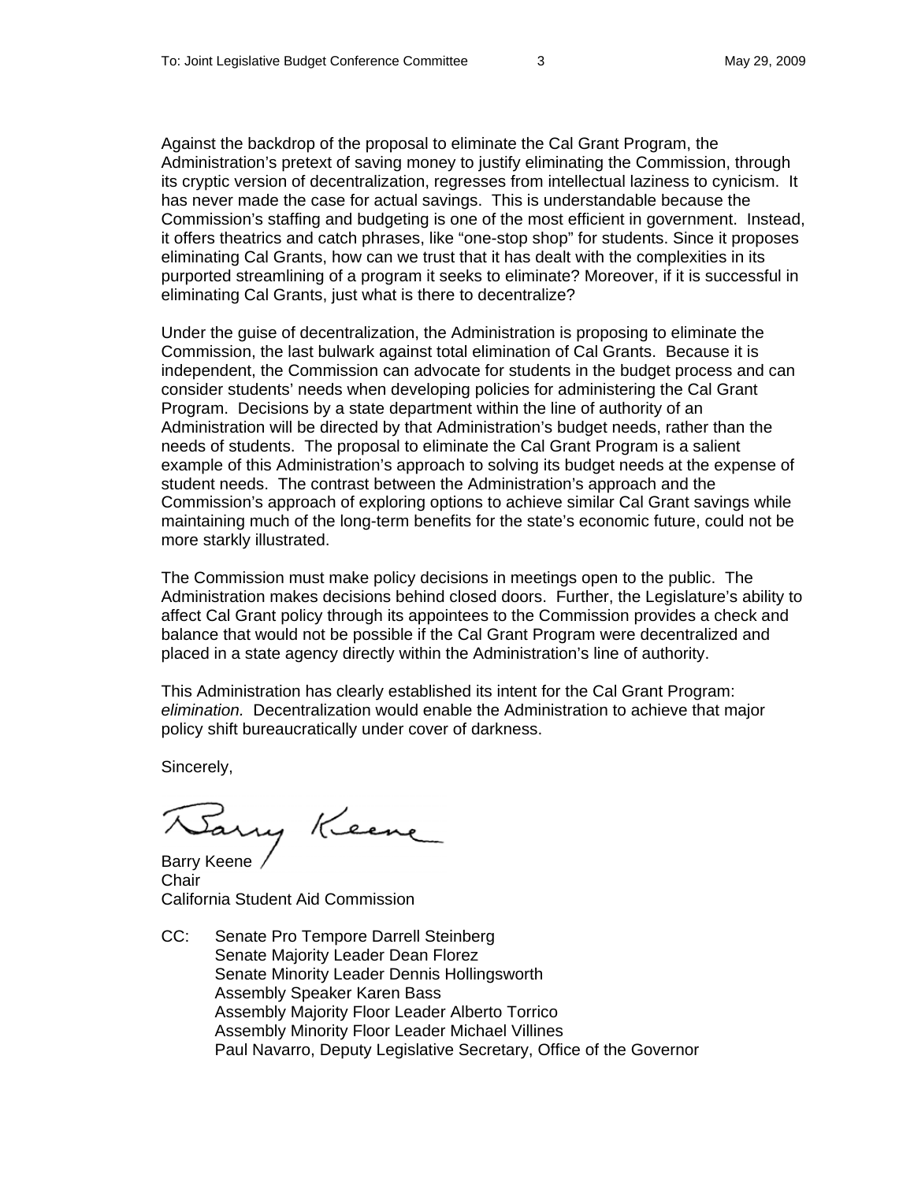Against the backdrop of the proposal to eliminate the Cal Grant Program, the Administration's pretext of saving money to justify eliminating the Commission, through its cryptic version of decentralization, regresses from intellectual laziness to cynicism. It has never made the case for actual savings. This is understandable because the Commission's staffing and budgeting is one of the most efficient in government. Instead, it offers theatrics and catch phrases, like "one-stop shop" for students. Since it proposes eliminating Cal Grants, how can we trust that it has dealt with the complexities in its purported streamlining of a program it seeks to eliminate? Moreover, if it is successful in eliminating Cal Grants, just what is there to decentralize?

Under the guise of decentralization, the Administration is proposing to eliminate the Commission, the last bulwark against total elimination of Cal Grants. Because it is independent, the Commission can advocate for students in the budget process and can consider students' needs when developing policies for administering the Cal Grant Program. Decisions by a state department within the line of authority of an Administration will be directed by that Administration's budget needs, rather than the needs of students. The proposal to eliminate the Cal Grant Program is a salient example of this Administration's approach to solving its budget needs at the expense of student needs. The contrast between the Administration's approach and the Commission's approach of exploring options to achieve similar Cal Grant savings while maintaining much of the long-term benefits for the state's economic future, could not be more starkly illustrated.

The Commission must make policy decisions in meetings open to the public. The Administration makes decisions behind closed doors. Further, the Legislature's ability to affect Cal Grant policy through its appointees to the Commission provides a check and balance that would not be possible if the Cal Grant Program were decentralized and placed in a state agency directly within the Administration's line of authority.

This Administration has clearly established its intent for the Cal Grant Program: *elimination.* Decentralization would enable the Administration to achieve that major policy shift bureaucratically under cover of darkness.

Sincerely,

Barry Keene
Chair
California Student Aid Commission

CC: Senate Pro Tempore Darrell Steinberg
Senate Majority Leader Dean Florez
Senate Minority Leader Dennis Hollingsworth
Assembly Speaker Karen Bass
Assembly Majority Floor Leader Alberto Torrico
Assembly Minority Floor Leader Michael Villines
Paul Navarro, Deputy Legislative Secretary, Office of the Governor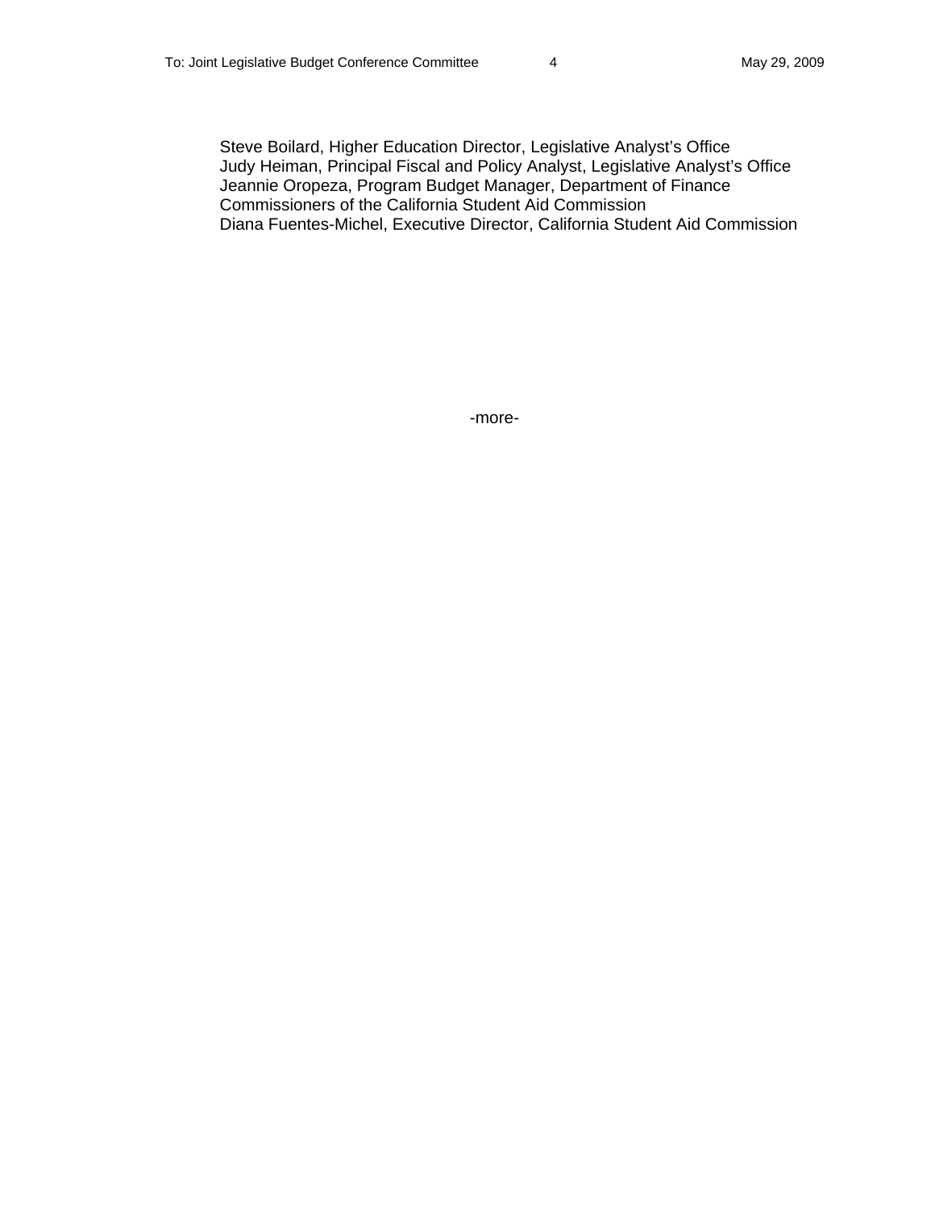Steve Boilard, Higher Education Director, Legislative Analyst's Office
Judy Heiman, Principal Fiscal and Policy Analyst, Legislative Analyst's Office
Jeannie Oropeza, Program Budget Manager, Department of Finance
Commissioners of the California Student Aid Commission
Diana Fuentes-Michel, Executive Director, California Student Aid Commission

-more-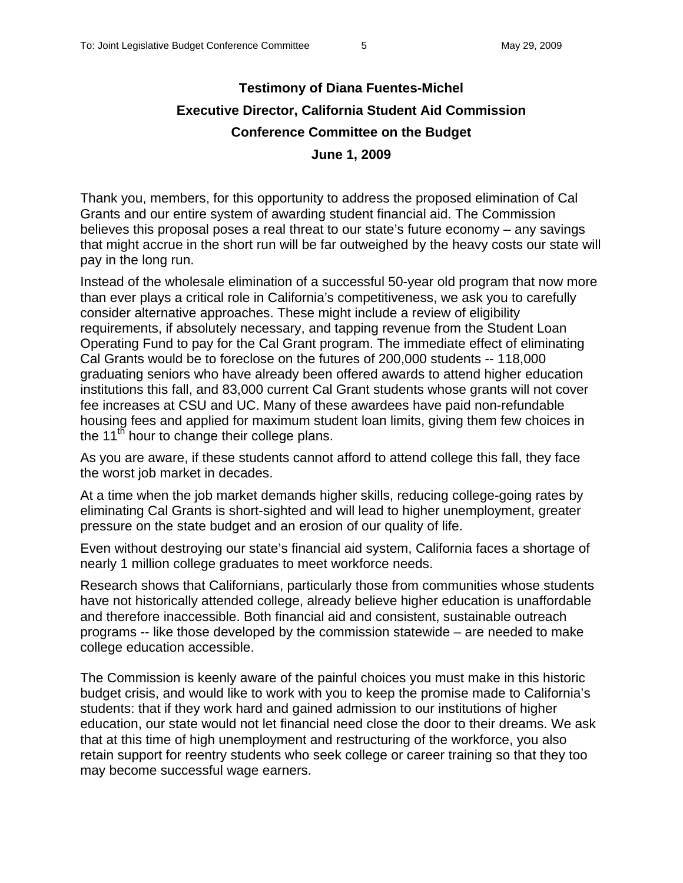**Testimony of Diana Fuentes-Michel**

**Executive Director, California Student Aid Commission**

**Conference Committee on the Budget**

**June 1, 2009**

Thank you, members, for this opportunity to address the proposed elimination of Cal Grants and our entire system of awarding student financial aid. The Commission believes this proposal poses a real threat to our state's future economy – any savings that might accrue in the short run will be far outweighed by the heavy costs our state will pay in the long run.

Instead of the wholesale elimination of a successful 50-year old program that now more than ever plays a critical role in California's competitiveness, we ask you to carefully consider alternative approaches. These might include a review of eligibility requirements, if absolutely necessary, and tapping revenue from the Student Loan Operating Fund to pay for the Cal Grant program. The immediate effect of eliminating Cal Grants would be to foreclose on the futures of 200,000 students -- 118,000 graduating seniors who have already been offered awards to attend higher education institutions this fall, and 83,000 current Cal Grant students whose grants will not cover fee increases at CSU and UC. Many of these awardees have paid non-refundable housing fees and applied for maximum student loan limits, giving them few choices in the 11th hour to change their college plans.

As you are aware, if these students cannot afford to attend college this fall, they face the worst job market in decades.

At a time when the job market demands higher skills, reducing college-going rates by eliminating Cal Grants is short-sighted and will lead to higher unemployment, greater pressure on the state budget and an erosion of our quality of life.

Even without destroying our state's financial aid system, California faces a shortage of nearly 1 million college graduates to meet workforce needs.

Research shows that Californians, particularly those from communities whose students have not historically attended college, already believe higher education is unaffordable and therefore inaccessible. Both financial aid and consistent, sustainable outreach programs -- like those developed by the commission statewide – are needed to make college education accessible.

The Commission is keenly aware of the painful choices you must make in this historic budget crisis, and would like to work with you to keep the promise made to California's students: that if they work hard and gained admission to our institutions of higher education, our state would not let financial need close the door to their dreams. We ask that at this time of high unemployment and restructuring of the workforce, you also retain support for reentry students who seek college or career training so that they too may become successful wage earners.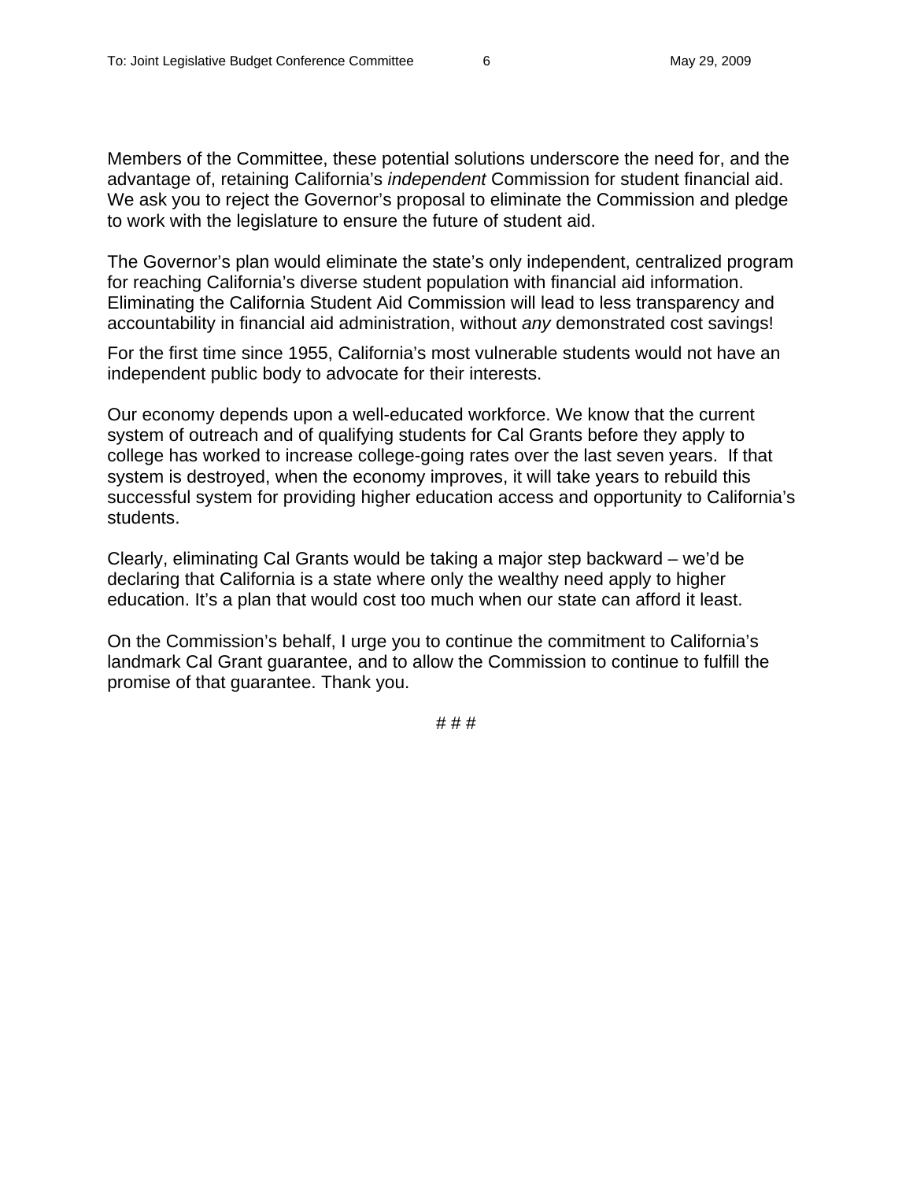Members of the Committee, these potential solutions underscore the need for, and the advantage of, retaining California's *independent* Commission for student financial aid. We ask you to reject the Governor's proposal to eliminate the Commission and pledge to work with the legislature to ensure the future of student aid.

The Governor's plan would eliminate the state's only independent, centralized program for reaching California's diverse student population with financial aid information. Eliminating the California Student Aid Commission will lead to less transparency and accountability in financial aid administration, without *any* demonstrated cost savings!

For the first time since 1955, California's most vulnerable students would not have an independent public body to advocate for their interests.

Our economy depends upon a well-educated workforce. We know that the current system of outreach and of qualifying students for Cal Grants before they apply to college has worked to increase college-going rates over the last seven years. If that system is destroyed, when the economy improves, it will take years to rebuild this successful system for providing higher education access and opportunity to California's students.

Clearly, eliminating Cal Grants would be taking a major step backward – we'd be declaring that California is a state where only the wealthy need apply to higher education. It's a plan that would cost too much when our state can afford it least.

On the Commission's behalf, I urge you to continue the commitment to California's landmark Cal Grant guarantee, and to allow the Commission to continue to fulfill the promise of that guarantee. Thank you.

# # #